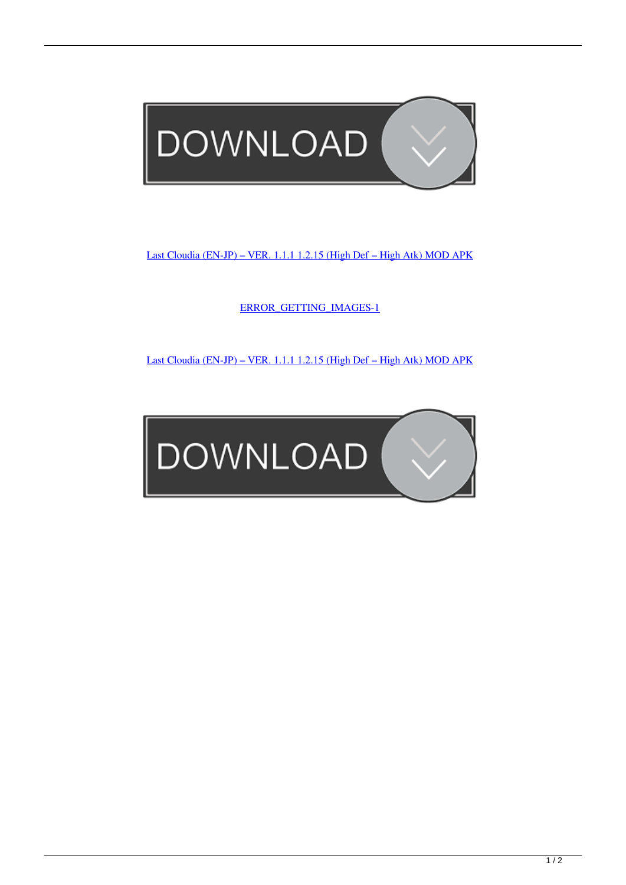Last Cloudia (EN-JP) – VER. 1.1.1 1.2.15 (High Def – High Atk) MOD APK

ERROR_GETTING_IMAGES-1

Last Cloudia (EN-JP) – VER. 1.1.1 1.2.15 (High Def – High Atk) MOD APK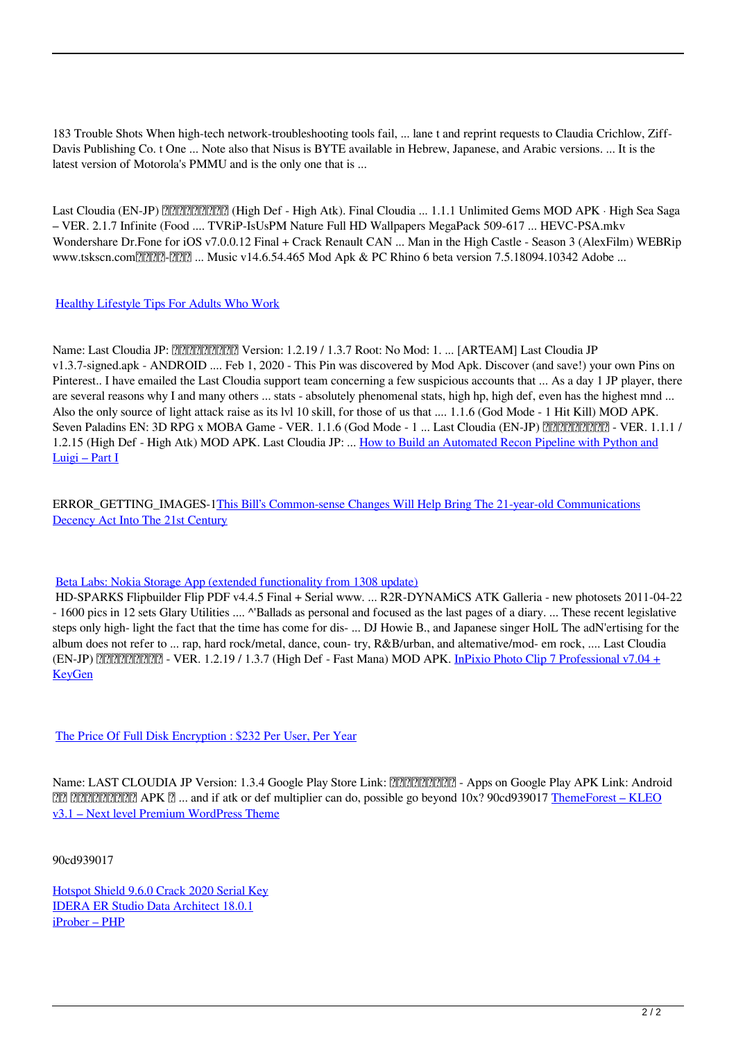183 Trouble Shots When high-tech network-troubleshooting tools fail, ... lane t and reprint requests to Claudia Crichlow, Ziff-Davis Publishing Co. t One ... Note also that Nisus is BYTE available in Hebrew, Japanese, and Arabic versions. ... It is the latest version of Motorola's PMMU and is the only one that is ...

Last Cloudia (EN-JP) ラストクラウディア (High Def - High Atk). Final Cloudia ... 1.1.1 Unlimited Gems MOD APK · High Sea Saga – VER. 2.1.7 Infinite (Food .... TVRiP-IsUsPM Nature Full HD Wallpapers MegaPack 509-617 ... HEVC-PSA.mkv Wondershare Dr.Fone for iOS v7.0.0.12 Final + Crack Renault CAN ... Man in the High Castle - Season 3 (AlexFilm) WEBRip www.tskscn.com天空影视-天空字 ... Music v14.6.54.465 Mod Apk & PC Rhino 6 beta version 7.5.18094.10342 Adobe ...

Healthy Lifestyle Tips For Adults Who Work

Name: Last Cloudia JP: ラストクラウディア Version: 1.2.19 / 1.3.7 Root: No Mod: 1. ... [ARTEAM] Last Cloudia JP v1.3.7-signed.apk - ANDROID .... Feb 1, 2020 - This Pin was discovered by Mod Apk. Discover (and save!) your own Pins on Pinterest.. I have emailed the Last Cloudia support team concerning a few suspicious accounts that ... As a day 1 JP player, there are several reasons why I and many others ... stats - absolutely phenomenal stats, high hp, high def, even has the highest mnd ... Also the only source of light attack raise as its lvl 10 skill, for those of us that .... 1.1.6 (God Mode - 1 Hit Kill) MOD APK. Seven Paladins EN: 3D RPG x MOBA Game - VER. 1.1.6 (God Mode - 1 ... Last Cloudia (EN-JP) ラストクラウディア - VER. 1.1.1 / 1.2.15 (High Def - High Atk) MOD APK. Last Cloudia JP: ... How to Build an Automated Recon Pipeline with Python and Luigi – Part I

ERROR_GETTING_IMAGES-1This Bill's Common-sense Changes Will Help Bring The 21-year-old Communications Decency Act Into The 21st Century

Beta Labs: Nokia Storage App (extended functionality from 1308 update)
HD-SPARKS Flipbuilder Flip PDF v4.4.5 Final + Serial www. ... R2R-DYNAMiCS ATK Galleria - new photosets 2011-04-22 - 1600 pics in 12 sets Glary Utilities .... ^'Ballads as personal and focused as the last pages of a diary. ... These recent legislative steps only high- light the fact that the time has come for dis- ... DJ Howie B., and Japanese singer HolL The adN'ertising for the album does not refer to ... rap, hard rock/metal, dance, coun- try, R&B/urban, and altemative/mod- em rock, .... Last Cloudia (EN-JP) ラストクラウディア - VER. 1.2.19 / 1.3.7 (High Def - Fast Mana) MOD APK. InPixio Photo Clip 7 Professional v7.04 + KeyGen

The Price Of Full Disk Encryption : $232 Per User, Per Year

Name: LAST CLOUDIA JP Version: 1.3.4 Google Play Store Link: ラストクラウディア - Apps on Google Play APK Link: Android 用の ラストクラウディア APK を ... and if atk or def multiplier can do, possible go beyond 10x? 90cd939017 ThemeForest – KLEO v3.1 – Next level Premium WordPress Theme

90cd939017

Hotspot Shield 9.6.0 Crack 2020 Serial Key
IDERA ER Studio Data Architect 18.0.1
iProber – PHP